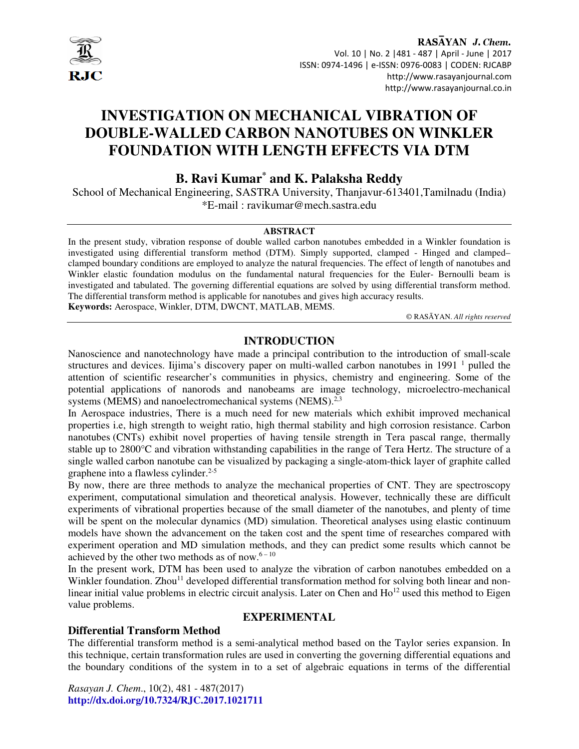# INVESTIGATION ON MECHANICAL VIBRATION OF DOUBLE-WALLED CARBON NANOTUBES ON WINKLER FOUNDATION WITH LENGTH EFFECTS VIA DTM

**B. Ravi Kumar*** **and K. Palaksha Reddy**

School of Mechanical Engineering, SASTRA University, Thanjavur-613401,Tamilnadu (India)

*E-mail : ravikumar@mech.sastra.edu

## ABSTRACT

In the present study, vibration response of double walled carbon nanotubes embedded in a Winkler foundation is investigated using differential transform method (DTM). Simply supported, clamped - Hinged and clamped–clamped boundary conditions are employed to analyze the natural frequencies. The effect of length of nanotubes and Winkler elastic foundation modulus on the fundamental natural frequencies for the Euler- Bernoulli beam is investigated and tabulated. The governing differential equations are solved by using differential transform method. The differential transform method is applicable for nanotubes and gives high accuracy results.

**Keywords:** Aerospace, Winkler, DTM, DWCNT, MATLAB, MEMS.

© RASĀYAN. *All rights reserved*

## INTRODUCTION

Nanoscience and nanotechnology have made a principal contribution to the introduction of small-scale structures and devices. Iijima's discovery paper on multi-walled carbon nanotubes in 1991 [1] pulled the attention of scientific researcher's communities in physics, chemistry and engineering. Some of the potential applications of nanorods and nanobeams are image technology, microelectro-mechanical systems (MEMS) and nanoelectromechanical systems (NEMS).[2,3]

In Aerospace industries, There is a much need for new materials which exhibit improved mechanical properties i.e, high strength to weight ratio, high thermal stability and high corrosion resistance. Carbon nanotubes (CNTs) exhibit novel properties of having tensile strength in Tera pascal range, thermally stable up to 2800°C and vibration withstanding capabilities in the range of Tera Hertz. The structure of a single walled carbon nanotube can be visualized by packaging a single-atom-thick layer of graphite called graphene into a flawless cylinder.[2-5]

By now, there are three methods to analyze the mechanical properties of CNT. They are spectroscopy experiment, computational simulation and theoretical analysis. However, technically these are difficult experiments of vibrational properties because of the small diameter of the nanotubes, and plenty of time will be spent on the molecular dynamics (MD) simulation. Theoretical analyses using elastic continuum models have shown the advancement on the taken cost and the spent time of researches compared with experiment operation and MD simulation methods, and they can predict some results which cannot be achieved by the other two methods as of now.[6 – 10]

In the present work, DTM has been used to analyze the vibration of carbon nanotubes embedded on a Winkler foundation. Zhou[11] developed differential transformation method for solving both linear and non-linear initial value problems in electric circuit analysis. Later on Chen and Ho[12] used this method to Eigen value problems.

## EXPERIMENTAL

### Differential Transform Method

The differential transform method is a semi-analytical method based on the Taylor series expansion. In this technique, certain transformation rules are used in converting the governing differential equations and the boundary conditions of the system in to a set of algebraic equations in terms of the differential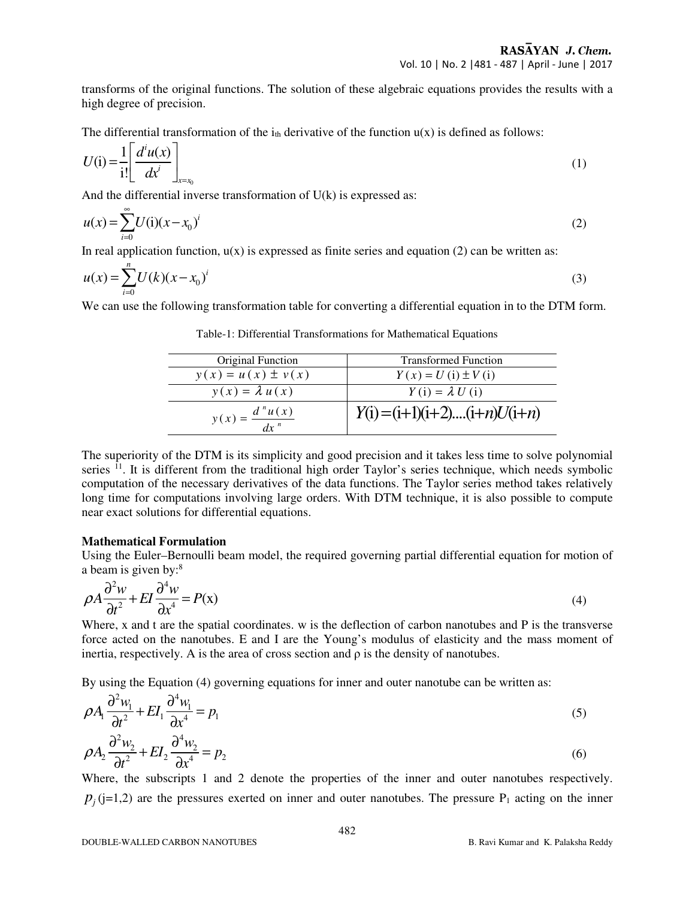transforms of the original functions. The solution of these algebraic equations provides the results with a high degree of precision.

The differential transformation of the $i_{th}$ derivative of the function u(x) is defined as follows:

$$U(\mathrm{i}) = \frac{1}{\mathrm{i}!}\left[\frac{d^i u(x)}{dx^i}\right]_{x=x_0} \tag{1}$$

And the differential inverse transformation of U(k) is expressed as:

$$u(x) = \sum_{i=0}^{\infty} U(\mathrm{i})(x - x_0)^i \tag{2}$$

In real application function, u(x) is expressed as finite series and equation (2) can be written as:

$$u(x) = \sum_{i=0}^{n} U(k)(x - x_0)^i \tag{3}$$

We can use the following transformation table for converting a differential equation in to the DTM form.

Table-1: Differential Transformations for Mathematical Equations

| Original Function | Transformed Function |
|---|---|
| $y(x) = u(x) \pm v(x)$ | $Y(x) = U(\mathrm{i}) \pm V(\mathrm{i})$ |
| $y(x) = \lambda u(x)$ | $Y(\mathrm{i}) = \lambda U(\mathrm{i})$ |
| $y(x) = \dfrac{d^n u(x)}{dx^n}$ | $Y(\mathrm{i}) = (\mathrm{i}+1)(\mathrm{i}+2)....(\mathrm{i}+n)U(\mathrm{i}+n)$ |

The superiority of the DTM is its simplicity and good precision and it takes less time to solve polynomial series [11]. It is different from the traditional high order Taylor's series technique, which needs symbolic computation of the necessary derivatives of the data functions. The Taylor series method takes relatively long time for computations involving large orders. With DTM technique, it is also possible to compute near exact solutions for differential equations.

**Mathematical Formulation**

Using the Euler–Bernoulli beam model, the required governing partial differential equation for motion of a beam is given by:[8]

$$\rho A \frac{\partial^2 w}{\partial t^2} + EI \frac{\partial^4 w}{\partial x^4} = P(\mathrm{x}) \tag{4}$$

Where, x and t are the spatial coordinates. w is the deflection of carbon nanotubes and P is the transverse force acted on the nanotubes. E and I are the Young's modulus of elasticity and the mass moment of inertia, respectively. A is the area of cross section and ρ is the density of nanotubes.

By using the Equation (4) governing equations for inner and outer nanotube can be written as:

$$\rho A_1 \frac{\partial^2 w_1}{\partial t^2} + EI_1 \frac{\partial^4 w_1}{\partial x^4} = p_1 \tag{5}$$

$$\rho A_2 \frac{\partial^2 w_2}{\partial t^2} + EI_2 \frac{\partial^4 w_2}{\partial x^4} = p_2 \tag{6}$$

Where, the subscripts 1 and 2 denote the properties of the inner and outer nanotubes respectively. $p_j$ (j=1,2) are the pressures exerted on inner and outer nanotubes. The pressure $P_1$ acting on the inner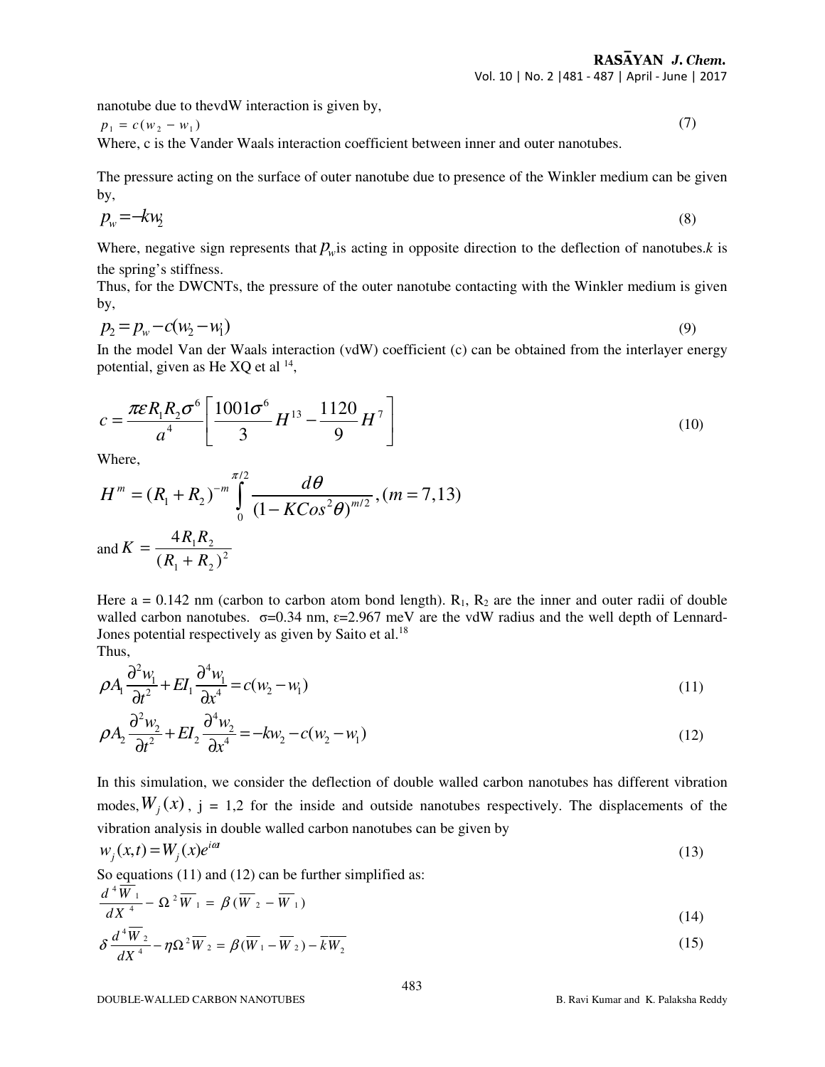nanotube due to thevdW interaction is given by,

$$p_1 = c(w_2 - w_1) \tag{7}$$

Where, c is the Vander Waals interaction coefficient between inner and outer nanotubes.

The pressure acting on the surface of outer nanotube due to presence of the Winkler medium can be given by,

$$p_w = -kw_2 \tag{8}$$

Where, negative sign represents that $p_w$ is acting in opposite direction to the deflection of nanotubes.*k* is the spring's stiffness.

Thus, for the DWCNTs, the pressure of the outer nanotube contacting with the Winkler medium is given by,

$$p_2 = p_w - c(w_2 - w_1) \tag{9}$$

In the model Van der Waals interaction (vdW) coefficient (c) can be obtained from the interlayer energy potential, given as He XQ et al [14],

$$c = \frac{\pi \varepsilon R_1 R_2 \sigma^6}{a^4}\left[\frac{1001\sigma^6}{3}H^{13} - \frac{1120}{9}H^7\right] \tag{10}$$

Where,

$$H^m = (R_1 + R_2)^{-m}\int_0^{\pi/2}\frac{d\theta}{(1 - KCos^2\theta)^{m/2}}, (m = 7,13)$$

and $K = \dfrac{4R_1R_2}{(R_1 + R_2)^2}$

Here a = 0.142 nm (carbon to carbon atom bond length). $R_1$, $R_2$ are the inner and outer radii of double walled carbon nanotubes. $\sigma$=0.34 nm, $\varepsilon$=2.967 meV are the vdW radius and the well depth of Lennard-Jones potential respectively as given by Saito et al.[18]

Thus,

$$\rho A_1 \frac{\partial^2 w_1}{\partial t^2} + EI_1 \frac{\partial^4 w_1}{\partial x^4} = c(w_2 - w_1) \tag{11}$$

$$\rho A_2 \frac{\partial^2 w_2}{\partial t^2} + EI_2 \frac{\partial^4 w_2}{\partial x^4} = -kw_2 - c(w_2 - w_1) \tag{12}$$

In this simulation, we consider the deflection of double walled carbon nanotubes has different vibration modes, $W_j(x)$, j = 1,2 for the inside and outside nanotubes respectively. The displacements of the vibration analysis in double walled carbon nanotubes can be given by

$$w_j(x,t) = W_j(x)e^{i\omega t} \tag{13}$$

So equations (11) and (12) can be further simplified as:

$$\frac{d^4\overline{W}_1}{dX^4} - \Omega^2\overline{W}_1 = \beta(\overline{W}_2 - \overline{W}_1) \tag{14}$$

$$\delta\frac{d^4\overline{W}_2}{dX^4} - \eta\Omega^2\overline{W}_2 = \beta(\overline{W}_1 - \overline{W}_2) - \overline{kW_2} \tag{15}$$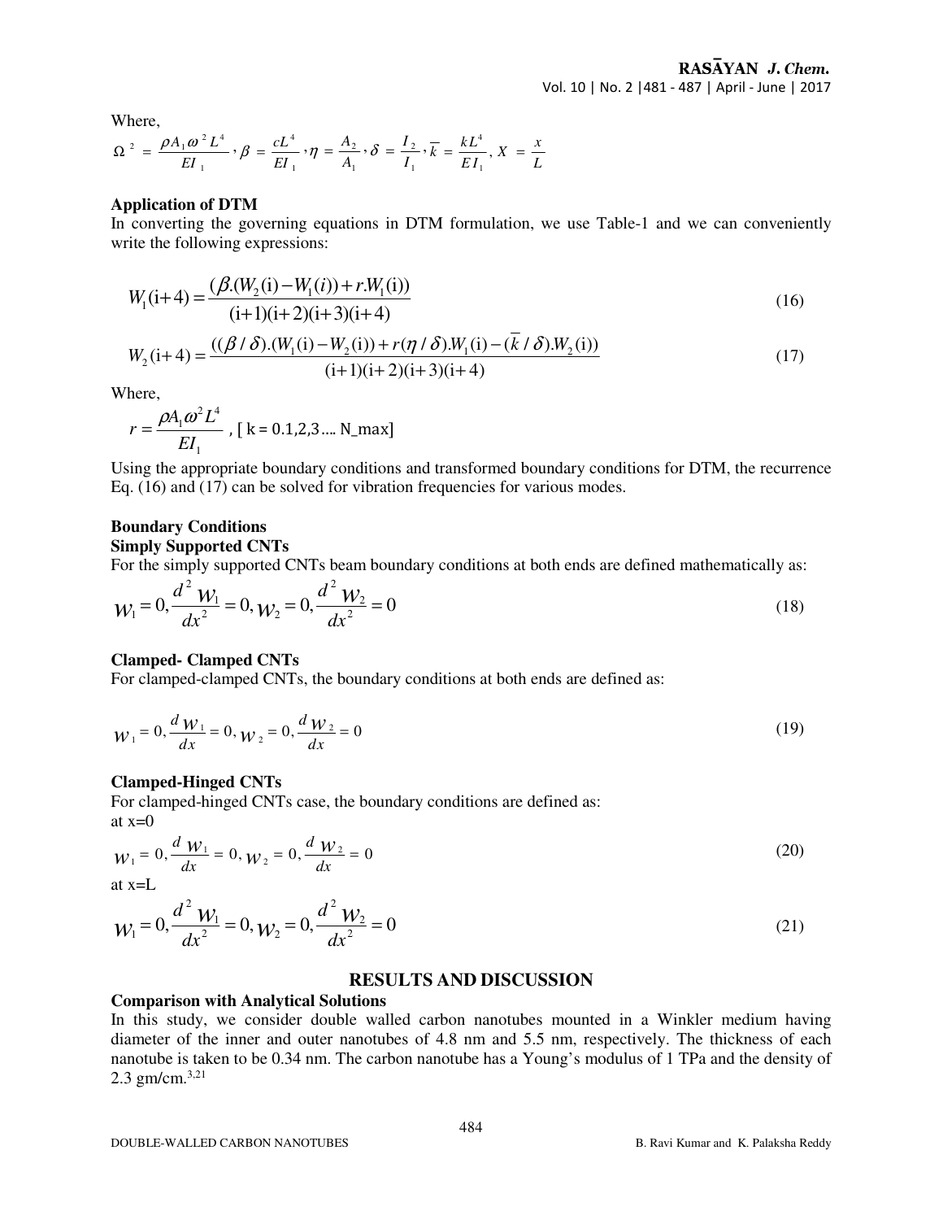Where,

$$\Omega^2 = \frac{\rho A_1 \omega^2 L^4}{EI_1}, \beta = \frac{cL^4}{EI_1}, \eta = \frac{A_2}{A_1}, \delta = \frac{I_2}{I_1}, \bar{k} = \frac{kL^4}{EI_1}, X = \frac{x}{L}$$

**Application of DTM**

In converting the governing equations in DTM formulation, we use Table-1 and we can conveniently write the following expressions:

$$W_1(\mathrm{i}+4) = \frac{(\beta.(W_2(\mathrm{i}) - W_1(i)) + r.W_1(\mathrm{i}))}{(\mathrm{i}+1)(\mathrm{i}+2)(\mathrm{i}+3)(\mathrm{i}+4)} \tag{16}$$

$$W_2(\mathrm{i}+4) = \frac{((\beta/\delta).(W_1(\mathrm{i}) - W_2(\mathrm{i})) + r(\eta/\delta).W_1(\mathrm{i}) - (\bar{k}/\delta).W_2(\mathrm{i}))}{(\mathrm{i}+1)(\mathrm{i}+2)(\mathrm{i}+3)(\mathrm{i}+4)} \tag{17}$$

Where,

$$r = \frac{\rho A_1 \omega^2 L^4}{EI_1}, \text{ [ k = 0.1,2,3.... N\_max]}$$

Using the appropriate boundary conditions and transformed boundary conditions for DTM, the recurrence Eq. (16) and (17) can be solved for vibration frequencies for various modes.

**Boundary Conditions**

**Simply Supported CNTs**

For the simply supported CNTs beam boundary conditions at both ends are defined mathematically as:

$$w_1 = 0, \frac{d^2 w_1}{dx^2} = 0, w_2 = 0, \frac{d^2 w_2}{dx^2} = 0 \tag{18}$$

**Clamped- Clamped CNTs**

For clamped-clamped CNTs, the boundary conditions at both ends are defined as:

$$w_1 = 0, \frac{d w_1}{dx} = 0, w_2 = 0, \frac{d w_2}{dx} = 0 \tag{19}$$

**Clamped-Hinged CNTs**

For clamped-hinged CNTs case, the boundary conditions are defined as:

at x=0

$$w_1 = 0, \frac{d w_1}{dx} = 0, w_2 = 0, \frac{d w_2}{dx} = 0 \tag{20}$$

at x=L

$$w_1 = 0, \frac{d^2 w_1}{dx^2} = 0, w_2 = 0, \frac{d^2 w_2}{dx^2} = 0 \tag{21}$$

## RESULTS AND DISCUSSION

**Comparison with Analytical Solutions**

In this study, we consider double walled carbon nanotubes mounted in a Winkler medium having diameter of the inner and outer nanotubes of 4.8 nm and 5.5 nm, respectively. The thickness of each nanotube is taken to be 0.34 nm. The carbon nanotube has a Young's modulus of 1 TPa and the density of 2.3 gm/cm.[3,21]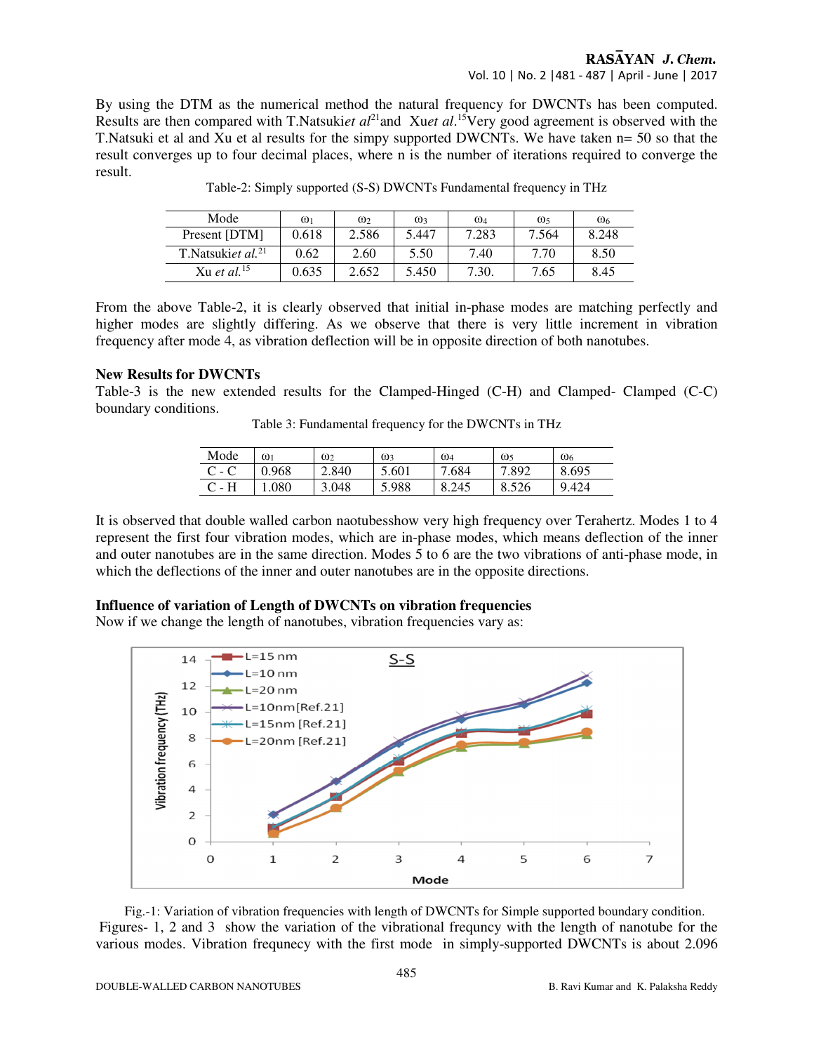By using the DTM as the numerical method the natural frequency for DWCNTs has been computed. Results are then compared with T.Natsuki*et al*[21]and Xu*et al.*[15]Very good agreement is observed with the T.Natsuki et al and Xu et al results for the simpy supported DWCNTs. We have taken n= 50 so that the result converges up to four decimal places, where n is the number of iterations required to converge the result.

Table-2: Simply supported (S-S) DWCNTs Fundamental frequency in THz

| Mode | $\omega_1$ | $\omega_2$ | $\omega_3$ | $\omega_4$ | $\omega_5$ | $\omega_6$ |
|---|---|---|---|---|---|---|
| Present [DTM] | 0.618 | 2.586 | 5.447 | 7.283 | 7.564 | 8.248 |
| T.Natsuki*et al.*[21] | 0.62 | 2.60 | 5.50 | 7.40 | 7.70 | 8.50 |
| Xu *et al.*[15] | 0.635 | 2.652 | 5.450 | 7.30. | 7.65 | 8.45 |

From the above Table-2, it is clearly observed that initial in-phase modes are matching perfectly and higher modes are slightly differing. As we observe that there is very little increment in vibration frequency after mode 4, as vibration deflection will be in opposite direction of both nanotubes.

**New Results for DWCNTs**

Table-3 is the new extended results for the Clamped-Hinged (C-H) and Clamped- Clamped (C-C) boundary conditions.

Table 3: Fundamental frequency for the DWCNTs in THz

| Mode | $\omega_1$ | $\omega_2$ | $\omega_3$ | $\omega_4$ | $\omega_5$ | $\omega_6$ |
|---|---|---|---|---|---|---|
| C - C | 0.968 | 2.840 | 5.601 | 7.684 | 7.892 | 8.695 |
| C - H | 1.080 | 3.048 | 5.988 | 8.245 | 8.526 | 9.424 |

It is observed that double walled carbon naotubesshow very high frequency over Terahertz. Modes 1 to 4 represent the first four vibration modes, which are in-phase modes, which means deflection of the inner and outer nanotubes are in the same direction. Modes 5 to 6 are the two vibrations of anti-phase mode, in which the deflections of the inner and outer nanotubes are in the opposite directions.

**Influence of variation of Length of DWCNTs on vibration frequencies**

Now if we change the length of nanotubes, vibration frequencies vary as:

Fig.-1: Variation of vibration frequencies with length of DWCNTs for Simple supported boundary condition.

Figures- 1, 2 and 3 show the variation of the vibrational frequncy with the length of nanotube for the various modes. Vibration frequnecy with the first mode in simply-supported DWCNTs is about 2.096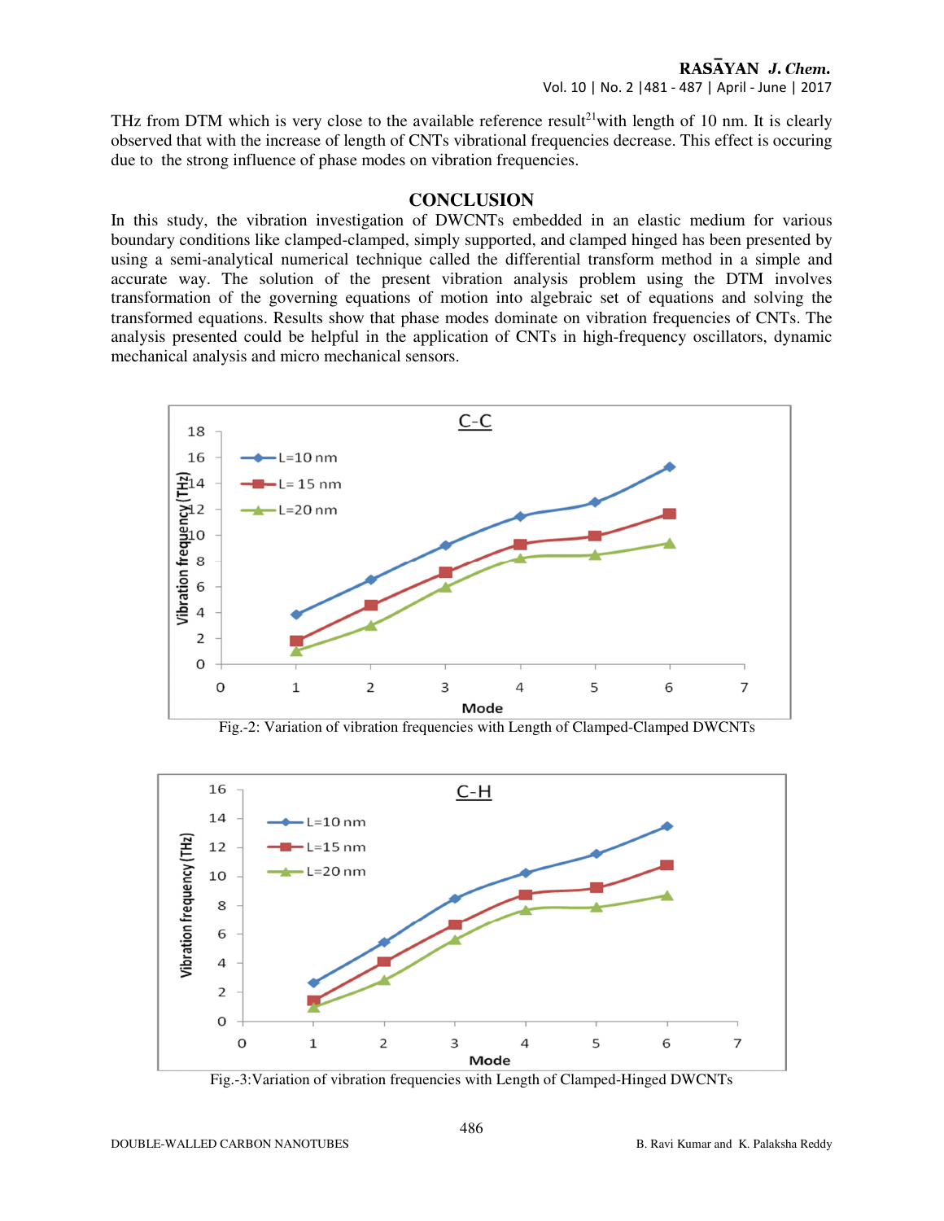THz from DTM which is very close to the available reference result[21] with length of 10 nm. It is clearly observed that with the increase of length of CNTs vibrational frequencies decrease. This effect is occuring due to the strong influence of phase modes on vibration frequencies.

## CONCLUSION

In this study, the vibration investigation of DWCNTs embedded in an elastic medium for various boundary conditions like clamped-clamped, simply supported, and clamped hinged has been presented by using a semi-analytical numerical technique called the differential transform method in a simple and accurate way. The solution of the present vibration analysis problem using the DTM involves transformation of the governing equations of motion into algebraic set of equations and solving the transformed equations. Results show that phase modes dominate on vibration frequencies of CNTs. The analysis presented could be helpful in the application of CNTs in high-frequency oscillators, dynamic mechanical analysis and micro mechanical sensors.

Fig.-2: Variation of vibration frequencies with Length of Clamped-Clamped DWCNTs

Fig.-3:Variation of vibration frequencies with Length of Clamped-Hinged DWCNTs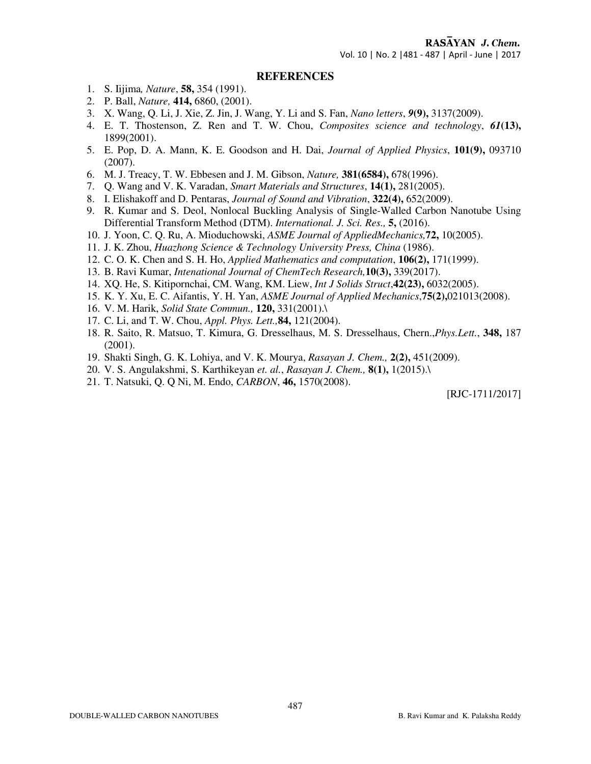## REFERENCES

1. S. Iijima, *Nature*, **58,** 354 (1991).
2. P. Ball, *Nature,* **414,** 6860, (2001).
3. X. Wang, Q. Li, J. Xie, Z. Jin, J. Wang, Y. Li and S. Fan, *Nano letters*, ***9*(9),** 3137(2009).
4. E. T. Thostenson, Z. Ren and T. W. Chou, *Composites science and technology*, ***61*(13),** 1899(2001).
5. E. Pop, D. A. Mann, K. E. Goodson and H. Dai, *Journal of Applied Physics*, **101(9),** 093710 (2007).
6. M. J. Treacy, T. W. Ebbesen and J. M. Gibson, *Nature,* **381(6584),** 678(1996).
7. Q. Wang and V. K. Varadan, *Smart Materials and Structures*, **14(1),** 281(2005).
8. I. Elishakoff and D. Pentaras, *Journal of Sound and Vibration*, **322(4),** 652(2009).
9. R. Kumar and S. Deol, Nonlocal Buckling Analysis of Single-Walled Carbon Nanotube Using Differential Transform Method (DTM). *International. J. Sci. Res.,* **5,** (2016).
10. J. Yoon, C. Q. Ru, A. Mioduchowski, *ASME Journal of AppliedMechanics,***72,** 10(2005).
11. J. K. Zhou, *Huazhong Science & Technology University Press, China* (1986).
12. C. O. K. Chen and S. H. Ho, *Applied Mathematics and computation*, **106(2),** 171(1999).
13. B. Ravi Kumar, *Intenational Journal of ChemTech Research,***10(3),** 339(2017).
14. XQ. He, S. Kitipornchai, CM. Wang, KM. Liew, *Int J Solids Struct*,**42(23),** 6032(2005).
15. K. Y. Xu, E. C. Aifantis, Y. H. Yan, *ASME Journal of Applied Mechanics*,**75(2),**021013(2008).
16. V. M. Harik, *Solid State Commun.,* **120,** 331(2001).\
17. C. Li, and T. W. Chou, *Appl. Phys. Lett.,***84,** 121(2004).
18. R. Saito, R. Matsuo, T. Kimura, G. Dresselhaus, M. S. Dresselhaus, Chern.,*Phys.Lett.*, **348,** 187 (2001).
19. Shakti Singh, G. K. Lohiya, and V. K. Mourya, *Rasayan J. Chem.,* **2(2),** 451(2009).
20. V. S. Angulakshmi, S. Karthikeyan *et. al.*, *Rasayan J. Chem.,* **8(1),** 1(2015).\
21. T. Natsuki, Q. Q Ni, M. Endo, *CARBON*, **46,** 1570(2008).

[RJC-1711/2017]